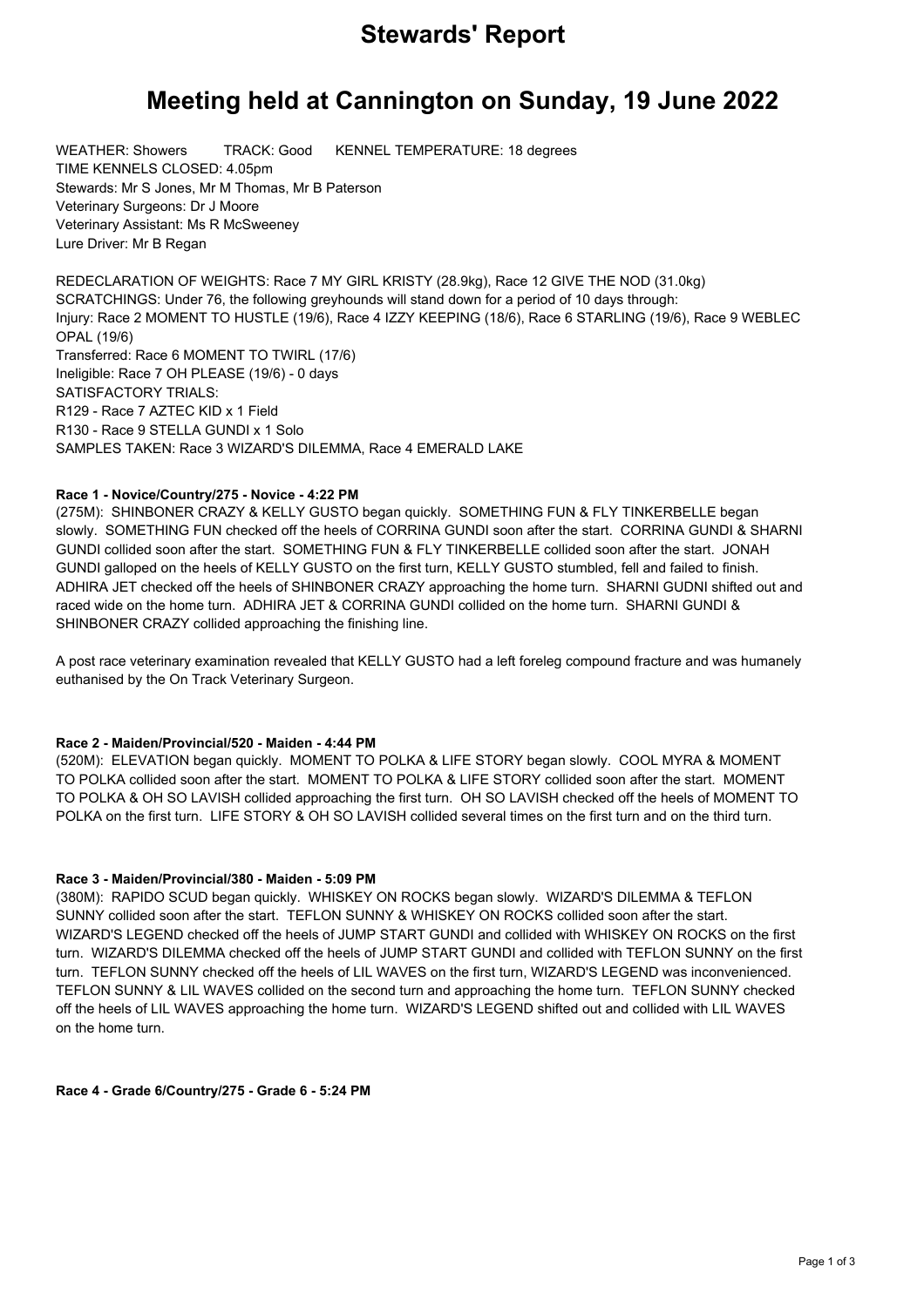# Stewards' Report

# Meeting held at Cannington on Sunday, 19 June 2022

WEATHER: Showers TRACK: Good KENNEL TEMPERATURE: 18 degrees
TIME KENNELS CLOSED: 4.05pm
Stewards: Mr S Jones, Mr M Thomas, Mr B Paterson
Veterinary Surgeons: Dr J Moore
Veterinary Assistant: Ms R McSweeney
Lure Driver: Mr B Regan

REDECLARATION OF WEIGHTS: Race 7 MY GIRL KRISTY (28.9kg), Race 12 GIVE THE NOD (31.0kg)
SCRATCHINGS: Under 76, the following greyhounds will stand down for a period of 10 days through:
Injury: Race 2 MOMENT TO HUSTLE (19/6), Race 4 IZZY KEEPING (18/6), Race 6 STARLING (19/6), Race 9 WEBLEC OPAL (19/6)
Transferred: Race 6 MOMENT TO TWIRL (17/6)
Ineligible: Race 7 OH PLEASE (19/6) - 0 days
SATISFACTORY TRIALS:
R129 - Race 7 AZTEC KID x 1 Field
R130 - Race 9 STELLA GUNDI x 1 Solo
SAMPLES TAKEN: Race 3 WIZARD'S DILEMMA, Race 4 EMERALD LAKE

**Race 1 - Novice/Country/275 - Novice - 4:22 PM**

(275M): SHINBONER CRAZY & KELLY GUSTO began quickly. SOMETHING FUN & FLY TINKERBELLE began slowly. SOMETHING FUN checked off the heels of CORRINA GUNDI soon after the start. CORRINA GUNDI & SHARNI GUNDI collided soon after the start. SOMETHING FUN & FLY TINKERBELLE collided soon after the start. JONAH GUNDI galloped on the heels of KELLY GUSTO on the first turn, KELLY GUSTO stumbled, fell and failed to finish. ADHIRA JET checked off the heels of SHINBONER CRAZY approaching the home turn. SHARNI GUDNI shifted out and raced wide on the home turn. ADHIRA JET & CORRINA GUNDI collided on the home turn. SHARNI GUNDI & SHINBONER CRAZY collided approaching the finishing line.

A post race veterinary examination revealed that KELLY GUSTO had a left foreleg compound fracture and was humanely euthanised by the On Track Veterinary Surgeon.

**Race 2 - Maiden/Provincial/520 - Maiden - 4:44 PM**

(520M): ELEVATION began quickly. MOMENT TO POLKA & LIFE STORY began slowly. COOL MYRA & MOMENT TO POLKA collided soon after the start. MOMENT TO POLKA & LIFE STORY collided soon after the start. MOMENT TO POLKA & OH SO LAVISH collided approaching the first turn. OH SO LAVISH checked off the heels of MOMENT TO POLKA on the first turn. LIFE STORY & OH SO LAVISH collided several times on the first turn and on the third turn.

**Race 3 - Maiden/Provincial/380 - Maiden - 5:09 PM**

(380M): RAPIDO SCUD began quickly. WHISKEY ON ROCKS began slowly. WIZARD'S DILEMMA & TEFLON SUNNY collided soon after the start. TEFLON SUNNY & WHISKEY ON ROCKS collided soon after the start. WIZARD'S LEGEND checked off the heels of JUMP START GUNDI and collided with WHISKEY ON ROCKS on the first turn. WIZARD'S DILEMMA checked off the heels of JUMP START GUNDI and collided with TEFLON SUNNY on the first turn. TEFLON SUNNY checked off the heels of LIL WAVES on the first turn, WIZARD'S LEGEND was inconvenienced. TEFLON SUNNY & LIL WAVES collided on the second turn and approaching the home turn. TEFLON SUNNY checked off the heels of LIL WAVES approaching the home turn. WIZARD'S LEGEND shifted out and collided with LIL WAVES on the home turn.

**Race 4 - Grade 6/Country/275 - Grade 6 - 5:24 PM**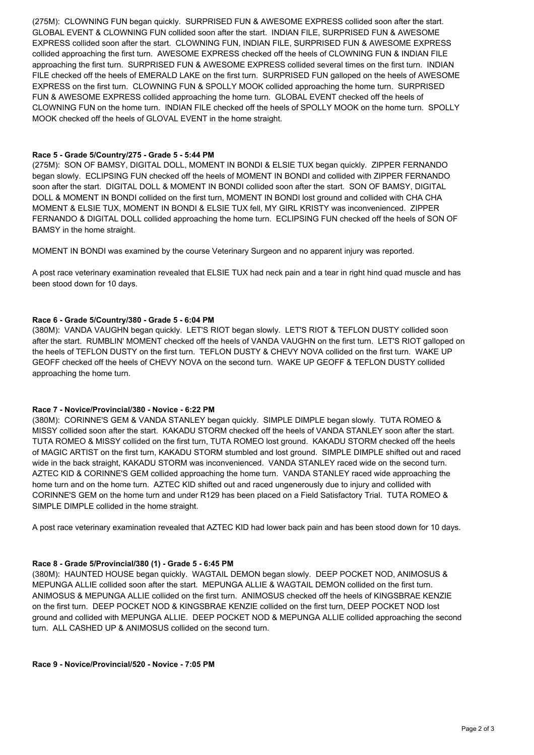(275M): CLOWNING FUN began quickly. SURPRISED FUN & AWESOME EXPRESS collided soon after the start. GLOBAL EVENT & CLOWNING FUN collided soon after the start. INDIAN FILE, SURPRISED FUN & AWESOME EXPRESS collided soon after the start. CLOWNING FUN, INDIAN FILE, SURPRISED FUN & AWESOME EXPRESS collided approaching the first turn. AWESOME EXPRESS checked off the heels of CLOWNING FUN & INDIAN FILE approaching the first turn. SURPRISED FUN & AWESOME EXPRESS collided several times on the first turn. INDIAN FILE checked off the heels of EMERALD LAKE on the first turn. SURPRISED FUN galloped on the heels of AWESOME EXPRESS on the first turn. CLOWNING FUN & SPOLLY MOOK collided approaching the home turn. SURPRISED FUN & AWESOME EXPRESS collided approaching the home turn. GLOBAL EVENT checked off the heels of CLOWNING FUN on the home turn. INDIAN FILE checked off the heels of SPOLLY MOOK on the home turn. SPOLLY MOOK checked off the heels of GLOVAL EVENT in the home straight.

**Race 5 - Grade 5/Country/275 - Grade 5 - 5:44 PM**

(275M): SON OF BAMSY, DIGITAL DOLL, MOMENT IN BONDI & ELSIE TUX began quickly. ZIPPER FERNANDO began slowly. ECLIPSING FUN checked off the heels of MOMENT IN BONDI and collided with ZIPPER FERNANDO soon after the start. DIGITAL DOLL & MOMENT IN BONDI collided soon after the start. SON OF BAMSY, DIGITAL DOLL & MOMENT IN BONDI collided on the first turn, MOMENT IN BONDI lost ground and collided with CHA CHA MOMENT & ELSIE TUX, MOMENT IN BONDI & ELSIE TUX fell, MY GIRL KRISTY was inconvenienced. ZIPPER FERNANDO & DIGITAL DOLL collided approaching the home turn. ECLIPSING FUN checked off the heels of SON OF BAMSY in the home straight.

MOMENT IN BONDI was examined by the course Veterinary Surgeon and no apparent injury was reported.

A post race veterinary examination revealed that ELSIE TUX had neck pain and a tear in right hind quad muscle and has been stood down for 10 days.

**Race 6 - Grade 5/Country/380 - Grade 5 - 6:04 PM**

(380M): VANDA VAUGHN began quickly. LET'S RIOT began slowly. LET'S RIOT & TEFLON DUSTY collided soon after the start. RUMBLIN' MOMENT checked off the heels of VANDA VAUGHN on the first turn. LET'S RIOT galloped on the heels of TEFLON DUSTY on the first turn. TEFLON DUSTY & CHEVY NOVA collided on the first turn. WAKE UP GEOFF checked off the heels of CHEVY NOVA on the second turn. WAKE UP GEOFF & TEFLON DUSTY collided approaching the home turn.

**Race 7 - Novice/Provincial/380 - Novice - 6:22 PM**

(380M): CORINNE'S GEM & VANDA STANLEY began quickly. SIMPLE DIMPLE began slowly. TUTA ROMEO & MISSY collided soon after the start. KAKADU STORM checked off the heels of VANDA STANLEY soon after the start. TUTA ROMEO & MISSY collided on the first turn, TUTA ROMEO lost ground. KAKADU STORM checked off the heels of MAGIC ARTIST on the first turn, KAKADU STORM stumbled and lost ground. SIMPLE DIMPLE shifted out and raced wide in the back straight, KAKADU STORM was inconvenienced. VANDA STANLEY raced wide on the second turn. AZTEC KID & CORINNE'S GEM collided approaching the home turn. VANDA STANLEY raced wide approaching the home turn and on the home turn. AZTEC KID shifted out and raced ungenerously due to injury and collided with CORINNE'S GEM on the home turn and under R129 has been placed on a Field Satisfactory Trial. TUTA ROMEO & SIMPLE DIMPLE collided in the home straight.

A post race veterinary examination revealed that AZTEC KID had lower back pain and has been stood down for 10 days.

**Race 8 - Grade 5/Provincial/380 (1) - Grade 5 - 6:45 PM**

(380M): HAUNTED HOUSE began quickly. WAGTAIL DEMON began slowly. DEEP POCKET NOD, ANIMOSUS & MEPUNGA ALLIE collided soon after the start. MEPUNGA ALLIE & WAGTAIL DEMON collided on the first turn. ANIMOSUS & MEPUNGA ALLIE collided on the first turn. ANIMOSUS checked off the heels of KINGSBRAE KENZIE on the first turn. DEEP POCKET NOD & KINGSBRAE KENZIE collided on the first turn, DEEP POCKET NOD lost ground and collided with MEPUNGA ALLIE. DEEP POCKET NOD & MEPUNGA ALLIE collided approaching the second turn. ALL CASHED UP & ANIMOSUS collided on the second turn.

**Race 9 - Novice/Provincial/520 - Novice - 7:05 PM**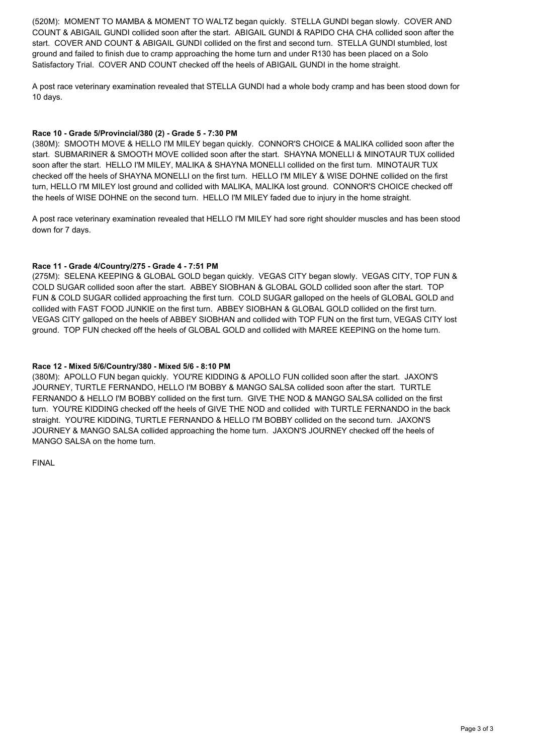(520M): MOMENT TO MAMBA & MOMENT TO WALTZ began quickly. STELLA GUNDI began slowly. COVER AND COUNT & ABIGAIL GUNDI collided soon after the start. ABIGAIL GUNDI & RAPIDO CHA CHA collided soon after the start. COVER AND COUNT & ABIGAIL GUNDI collided on the first and second turn. STELLA GUNDI stumbled, lost ground and failed to finish due to cramp approaching the home turn and under R130 has been placed on a Solo Satisfactory Trial. COVER AND COUNT checked off the heels of ABIGAIL GUNDI in the home straight.

A post race veterinary examination revealed that STELLA GUNDI had a whole body cramp and has been stood down for 10 days.

**Race 10 - Grade 5/Provincial/380 (2) - Grade 5 - 7:30 PM**

(380M): SMOOTH MOVE & HELLO I'M MILEY began quickly. CONNOR'S CHOICE & MALIKA collided soon after the start. SUBMARINER & SMOOTH MOVE collided soon after the start. SHAYNA MONELLI & MINOTAUR TUX collided soon after the start. HELLO I'M MILEY, MALIKA & SHAYNA MONELLI collided on the first turn. MINOTAUR TUX checked off the heels of SHAYNA MONELLI on the first turn. HELLO I'M MILEY & WISE DOHNE collided on the first turn, HELLO I'M MILEY lost ground and collided with MALIKA, MALIKA lost ground. CONNOR'S CHOICE checked off the heels of WISE DOHNE on the second turn. HELLO I'M MILEY faded due to injury in the home straight.

A post race veterinary examination revealed that HELLO I'M MILEY had sore right shoulder muscles and has been stood down for 7 days.

**Race 11 - Grade 4/Country/275 - Grade 4 - 7:51 PM**

(275M): SELENA KEEPING & GLOBAL GOLD began quickly. VEGAS CITY began slowly. VEGAS CITY, TOP FUN & COLD SUGAR collided soon after the start. ABBEY SIOBHAN & GLOBAL GOLD collided soon after the start. TOP FUN & COLD SUGAR collided approaching the first turn. COLD SUGAR galloped on the heels of GLOBAL GOLD and collided with FAST FOOD JUNKIE on the first turn. ABBEY SIOBHAN & GLOBAL GOLD collided on the first turn. VEGAS CITY galloped on the heels of ABBEY SIOBHAN and collided with TOP FUN on the first turn, VEGAS CITY lost ground. TOP FUN checked off the heels of GLOBAL GOLD and collided with MAREE KEEPING on the home turn.

**Race 12 - Mixed 5/6/Country/380 - Mixed 5/6 - 8:10 PM**

(380M): APOLLO FUN began quickly. YOU'RE KIDDING & APOLLO FUN collided soon after the start. JAXON'S JOURNEY, TURTLE FERNANDO, HELLO I'M BOBBY & MANGO SALSA collided soon after the start. TURTLE FERNANDO & HELLO I'M BOBBY collided on the first turn. GIVE THE NOD & MANGO SALSA collided on the first turn. YOU'RE KIDDING checked off the heels of GIVE THE NOD and collided with TURTLE FERNANDO in the back straight. YOU'RE KIDDING, TURTLE FERNANDO & HELLO I'M BOBBY collided on the second turn. JAXON'S JOURNEY & MANGO SALSA collided approaching the home turn. JAXON'S JOURNEY checked off the heels of MANGO SALSA on the home turn.

FINAL